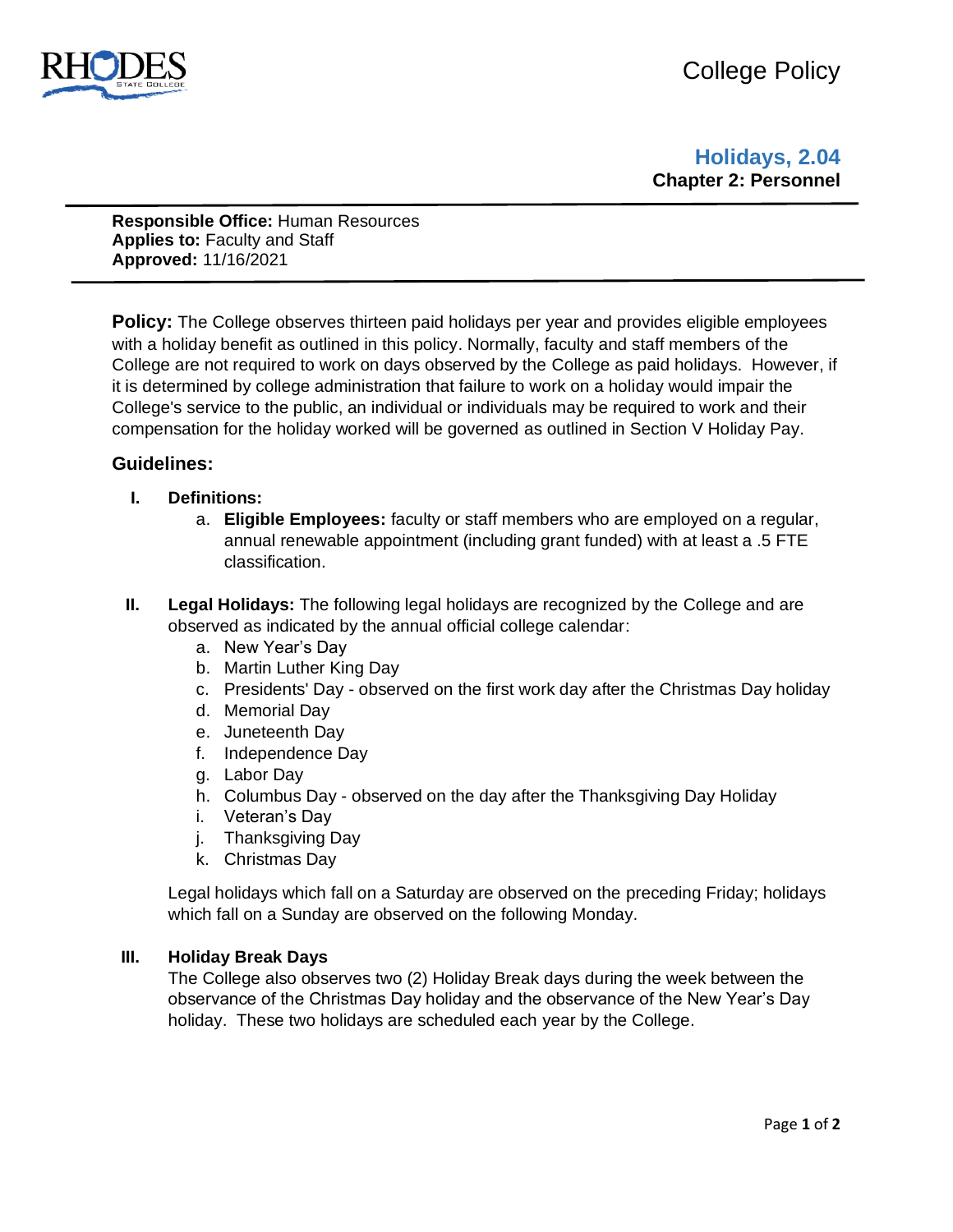College Policy

# Holidays, 2.04

**Chapter 2: Personnel**

**Responsible Office:** Human Resources
**Applies to:** Faculty and Staff
**Approved:** 11/16/2021

---

**Policy:** The College observes thirteen paid holidays per year and provides eligible employees with a holiday benefit as outlined in this policy. Normally, faculty and staff members of the College are not required to work on days observed by the College as paid holidays. However, if it is determined by college administration that failure to work on a holiday would impair the College's service to the public, an individual or individuals may be required to work and their compensation for the holiday worked will be governed as outlined in Section V Holiday Pay.

## Guidelines:

**I. Definitions:**

a. **Eligible Employees:** faculty or staff members who are employed on a regular, annual renewable appointment (including grant funded) with at least a .5 FTE classification.

**II. Legal Holidays:** The following legal holidays are recognized by the College and are observed as indicated by the annual official college calendar:

a. New Year's Day
b. Martin Luther King Day
c. Presidents' Day - observed on the first work day after the Christmas Day holiday
d. Memorial Day
e. Juneteenth Day
f. Independence Day
g. Labor Day
h. Columbus Day - observed on the day after the Thanksgiving Day Holiday
i. Veteran's Day
j. Thanksgiving Day
k. Christmas Day

Legal holidays which fall on a Saturday are observed on the preceding Friday; holidays which fall on a Sunday are observed on the following Monday.

**III. Holiday Break Days**

The College also observes two (2) Holiday Break days during the week between the observance of the Christmas Day holiday and the observance of the New Year's Day holiday. These two holidays are scheduled each year by the College.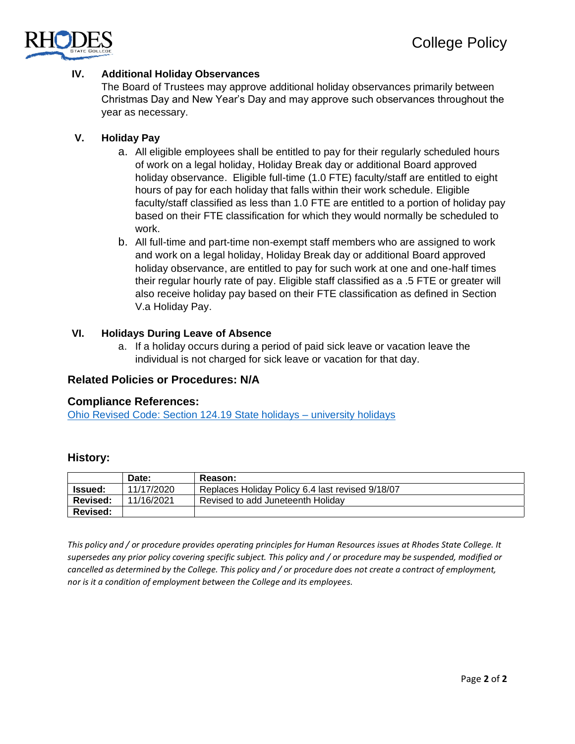## IV. Additional Holiday Observances

The Board of Trustees may approve additional holiday observances primarily between Christmas Day and New Year's Day and may approve such observances throughout the year as necessary.

## V. Holiday Pay

a. All eligible employees shall be entitled to pay for their regularly scheduled hours of work on a legal holiday, Holiday Break day or additional Board approved holiday observance. Eligible full-time (1.0 FTE) faculty/staff are entitled to eight hours of pay for each holiday that falls within their work schedule. Eligible faculty/staff classified as less than 1.0 FTE are entitled to a portion of holiday pay based on their FTE classification for which they would normally be scheduled to work.

b. All full-time and part-time non-exempt staff members who are assigned to work and work on a legal holiday, Holiday Break day or additional Board approved holiday observance, are entitled to pay for such work at one and one-half times their regular hourly rate of pay. Eligible staff classified as a .5 FTE or greater will also receive holiday pay based on their FTE classification as defined in Section V.a Holiday Pay.

## VI. Holidays During Leave of Absence

a. If a holiday occurs during a period of paid sick leave or vacation leave the individual is not charged for sick leave or vacation for that day.

### Related Policies or Procedures: N/A

### Compliance References:

Ohio Revised Code: Section 124.19 State holidays – university holidays

### History:

| | Date: | Reason: |
|---|---|---|
| **Issued:** | 11/17/2020 | Replaces Holiday Policy 6.4 last revised 9/18/07 |
| **Revised:** | 11/16/2021 | Revised to add Juneteenth Holiday |
| **Revised:** | | |

*This policy and / or procedure provides operating principles for Human Resources issues at Rhodes State College. It supersedes any prior policy covering specific subject. This policy and / or procedure may be suspended, modified or cancelled as determined by the College. This policy and / or procedure does not create a contract of employment, nor is it a condition of employment between the College and its employees.*